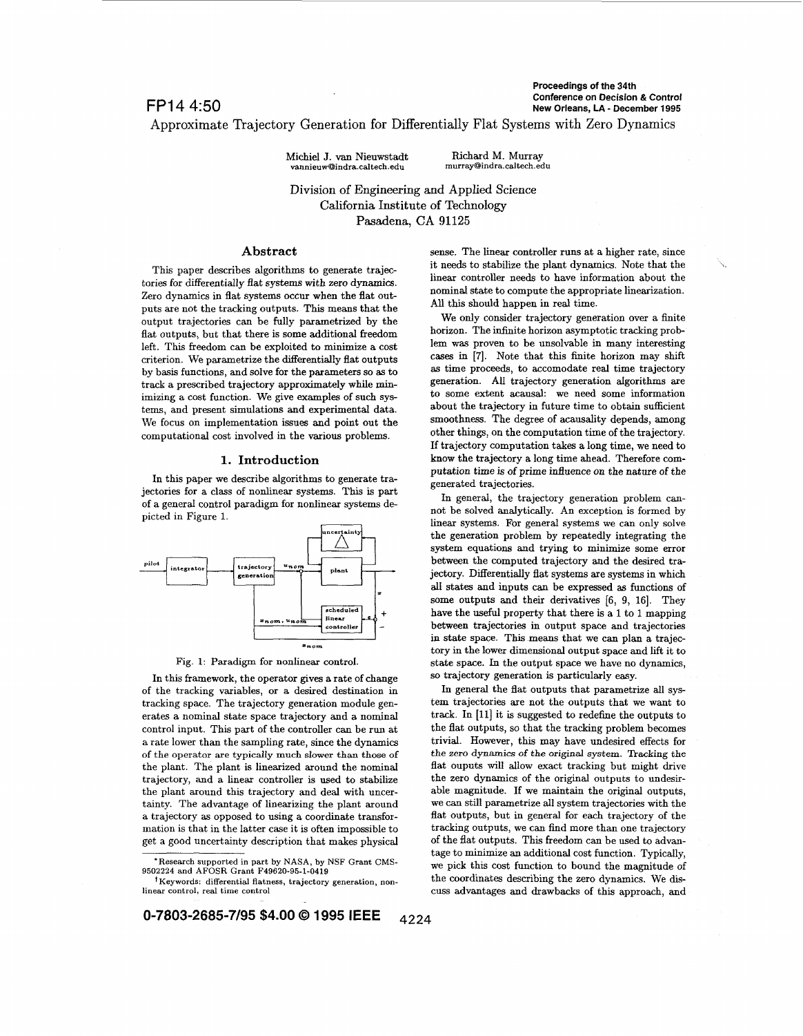FP14 4:50

# Approximate Trajectory Generation for Differentially Flat Systems with Zero Dynamics

Michiel J. van Nieuwstadt
vannieuw@indra.caltech.edu

Richard M. Murray
murray@indra.caltech.edu

Division of Engineering and Applied Science
California Institute of Technology
Pasadena, CA 91125

## Abstract

This paper describes algorithms to generate trajectories for differentially flat systems with zero dynamics. Zero dynamics in flat systems occur when the flat outputs are not the tracking outputs. This means that the output trajectories can be fully parametrized by the flat outputs, but that there is some additional freedom left. This freedom can be exploited to minimize a cost criterion. We parametrize the differentially flat outputs by basis functions, and solve for the parameters so as to track a prescribed trajectory approximately while minimizing a cost function. We give examples of such systems, and present simulations and experimental data. We focus on implementation issues and point out the computational cost involved in the various problems.

## 1. Introduction

In this paper we describe algorithms to generate trajectories for a class of nonlinear systems. This is part of a general control paradigm for nonlinear systems depicted in Figure 1.

pilot
integrator
trajectory generation
$u_{nom}$
uncertainty
$\Delta$
plant
$x$
scheduled linear controller
$x_{nom}, u_{nom}$
+
−
$x_{nom}$

Fig. 1: Paradigm for nonlinear control.

In this framework, the operator gives a rate of change of the tracking variables, or a desired destination in tracking space. The trajectory generation module generates a nominal state space trajectory and a nominal control input. This part of the controller can be run at a rate lower than the sampling rate, since the dynamics of the operator are typically much slower than those of the plant. The plant is linearized around the nominal trajectory, and a linear controller is used to stabilize the plant around this trajectory and deal with uncertainty. The advantage of linearizing the plant around a trajectory as opposed to using a coordinate transformation is that in the latter case it is often impossible to get a good uncertainty description that makes physical sense. The linear controller runs at a higher rate, since it needs to stabilize the plant dynamics. Note that the linear controller needs to have information about the nominal state to compute the appropriate linearization. All this should happen in real time.

We only consider trajectory generation over a finite horizon. The infinite horizon asymptotic tracking problem was proven to be unsolvable in many interesting cases in [7]. Note that this finite horizon may shift as time proceeds, to accomodate real time trajectory generation. All trajectory generation algorithms are to some extent acausal: we need some information about the trajectory in future time to obtain sufficient smoothness. The degree of acausality depends, among other things, on the computation time of the trajectory. If trajectory computation takes a long time, we need to know the trajectory a long time ahead. Therefore *computation time is of prime influence on the nature of the generated trajectories.*

In general, the trajectory generation problem cannot be solved analytically. An exception is formed by linear systems. For general systems we can only solve the generation problem by repeatedly integrating the system equations and trying to minimize some error between the computed trajectory and the desired trajectory. Differentially flat systems are systems in which all states and inputs can be expressed as functions of some outputs and their derivatives [6, 9, 16]. They have the useful property that there is a 1 to 1 mapping between trajectories in output space and trajectories in state space. This means that we can plan a trajectory in the lower dimensional output space and lift it to state space. In the output space we have no dynamics, so trajectory generation is particularly easy.

In general the flat outputs that parametrize all system trajectories are not the outputs that we want to track. In [11] it is suggested to redefine the outputs to the flat outputs, so that the tracking problem becomes trivial. However, this may have undesired effects for *the zero dynamics of the original system.* Tracking the flat ouputs will allow exact tracking but might drive the zero dynamics of the original outputs to undesirable magnitude. If we maintain the original outputs, we can still parametrize all system trajectories with the flat outputs, but in general for each trajectory of the tracking outputs, we can find more than one trajectory of the flat outputs. This freedom can be used to advantage to minimize an additional cost function. Typically, we pick this cost function to bound the magnitude of the coordinates describing the zero dynamics. We discuss advantages and drawbacks of this approach, and

*Research supported in part by NASA, by NSF Grant CMS-9502224 and AFOSR Grant F49620-95-1-0419

†Keywords: differential flatness, trajectory generation, nonlinear control, real time control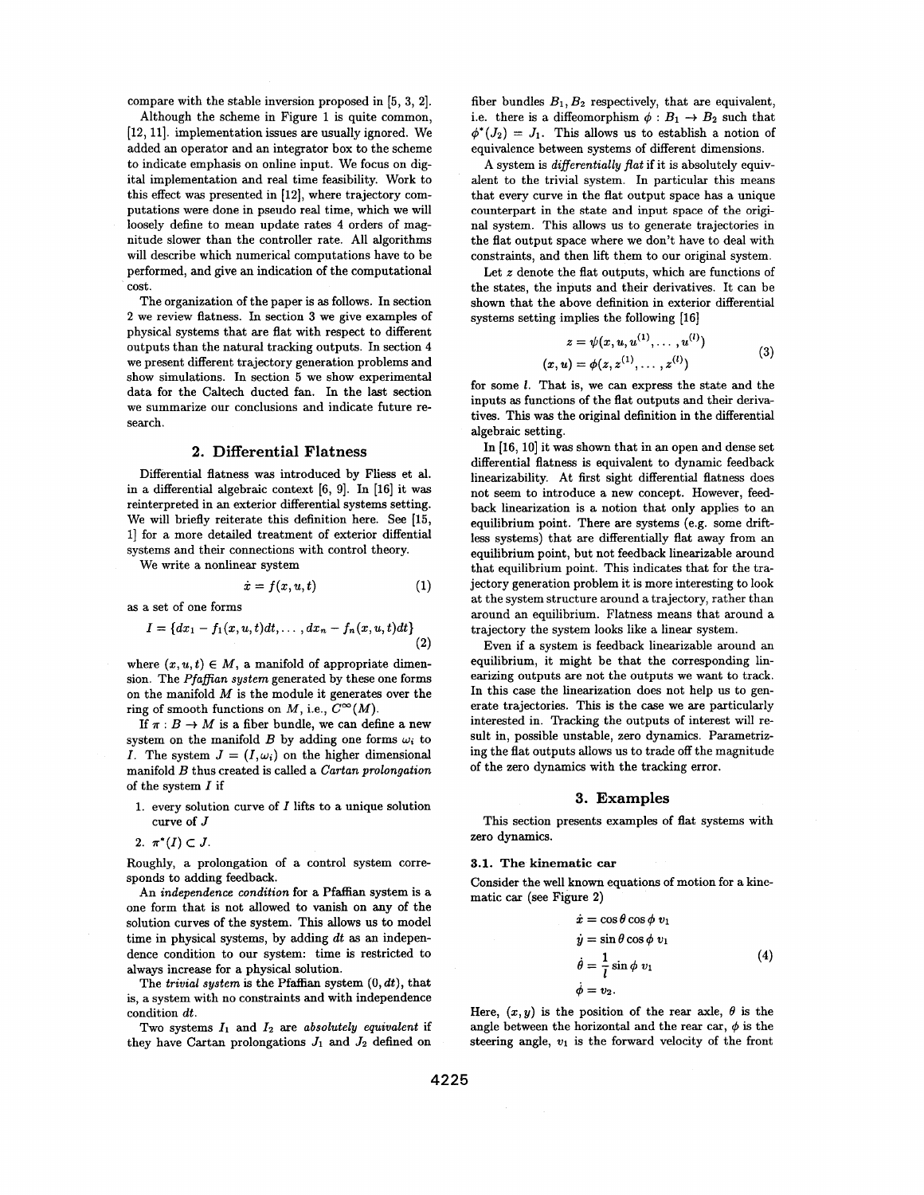compare with the stable inversion proposed in [5, 3, 2].

Although the scheme in Figure 1 is quite common, [12, 11]. implementation issues are usually ignored. We added an operator and an integrator box to the scheme to indicate emphasis on online input. We focus on digital implementation and real time feasibility. Work to this effect was presented in [12], where trajectory computations were done in pseudo real time, which we will loosely define to mean update rates 4 orders of magnitude slower than the controller rate. All algorithms will describe which numerical computations have to be performed, and give an indication of the computational cost.

The organization of the paper is as follows. In section 2 we review flatness. In section 3 we give examples of physical systems that are flat with respect to different outputs than the natural tracking outputs. In section 4 we present different trajectory generation problems and show simulations. In section 5 we show experimental data for the Caltech ducted fan. In the last section we summarize our conclusions and indicate future research.

## 2. Differential Flatness

Differential flatness was introduced by Fliess et al. in a differential algebraic context [6, 9]. In [16] it was reinterpreted in an exterior differential systems setting. We will briefly reiterate this definition here. See [15, 1] for a more detailed treatment of exterior differtial systems and their connections with control theory.

We write a nonlinear system

$$\dot{x} = f(x, u, t) \tag{1}$$

as a set of one forms

$$I = \{dx_1 - f_1(x,u,t)dt, \ldots, dx_n - f_n(x,u,t)dt\} \tag{2}$$

where $(x, u, t) \in M$, a manifold of appropriate dimension. The *Pfaffian system* generated by these one forms on the manifold $M$ is the module it generates over the ring of smooth functions on $M$, i.e., $C^{\infty}(M)$.

If $\pi : B \to M$ is a fiber bundle, we can define a new system on the manifold $B$ by adding one forms $\omega_i$ to $I$. The system $J = (I, \omega_i)$ on the higher dimensional manifold $B$ thus created is called a *Cartan prolongation* of the system $I$ if

1. every solution curve of $I$ lifts to a unique solution curve of $J$
2. $\pi^*(I) \subset J$.

Roughly, a prolongation of a control system corresponds to adding feedback.

An *independence condition* for a Pfaffian system is a one form that is not allowed to vanish on any of the solution curves of the system. This allows us to model time in physical systems, by adding $dt$ as an independence condition to our system: time is restricted to always increase for a physical solution.

The *trivial system* is the Pfaffian system $(0, dt)$, that is, a system with no constraints and with independence condition $dt$.

Two systems $I_1$ and $I_2$ are *absolutely equivalent* if they have Cartan prolongations $J_1$ and $J_2$ defined on fiber bundles $B_1, B_2$ respectively, that are equivalent, i.e. there is a diffeomorphism $\phi : B_1 \to B_2$ such that $\phi^*(J_2) = J_1$. This allows us to establish a notion of equivalence between systems of different dimensions.

A system is *differentially flat* if it is absolutely equivalent to the trivial system. In particular this means that every curve in the flat output space has a unique counterpart in the state and input space of the original system. This allows us to generate trajectories in the flat output space where we don't have to deal with constraints, and then lift them to our original system.

Let $z$ denote the flat outputs, which are functions of the states, the inputs and their derivatives. It can be shown that the above definition in exterior differential systems setting implies the following [16]

$$\begin{aligned} z &= \psi(x, u, u^{(1)}, \ldots, u^{(l)}) \\ (x, u) &= \phi(z, z^{(1)}, \ldots, z^{(l)}) \end{aligned} \tag{3}$$

for some $l$. That is, we can express the state and the inputs as functions of the flat outputs and their derivatives. This was the original definition in the differential algebraic setting.

In [16, 10] it was shown that in an open and dense set differential flatness is equivalent to dynamic feedback linearizability. At first sight differential flatness does not seem to introduce a new concept. However, feedback linearization is a notion that only applies to an equilibrium point. There are systems (e.g. some driftless systems) that are differentially flat away from an equilibrium point, but not feedback linearizable around that equilibrium point. This indicates that for the trajectory generation problem it is more interesting to look at the system structure around a trajectory, rather than around an equilibrium. Flatness means that around a trajectory the system looks like a linear system.

Even if a system is feedback linearizable around an equilibrium, it might be that the corresponding linearizing outputs are not the outputs we want to track. In this case the linearization does not help us to generate trajectories. This is the case we are particularly interested in. Tracking the outputs of interest will result in, possible unstable, zero dynamics. Parametrizing the flat outputs allows us to trade off the magnitude of the zero dynamics with the tracking error.

## 3. Examples

This section presents examples of flat systems with zero dynamics.

### 3.1. The kinematic car

Consider the well known equations of motion for a kinematic car (see Figure 2)

$$\begin{aligned} \dot{x} &= \cos\theta \cos\phi \, v_1 \\ \dot{y} &= \sin\theta \cos\phi \, v_1 \\ \dot{\theta} &= \frac{1}{l} \sin\phi \, v_1 \\ \dot{\phi} &= v_2. \end{aligned} \tag{4}$$

Here, $(x, y)$ is the position of the rear axle, $\theta$ is the angle between the horizontal and the rear car, $\phi$ is the steering angle, $v_1$ is the forward velocity of the front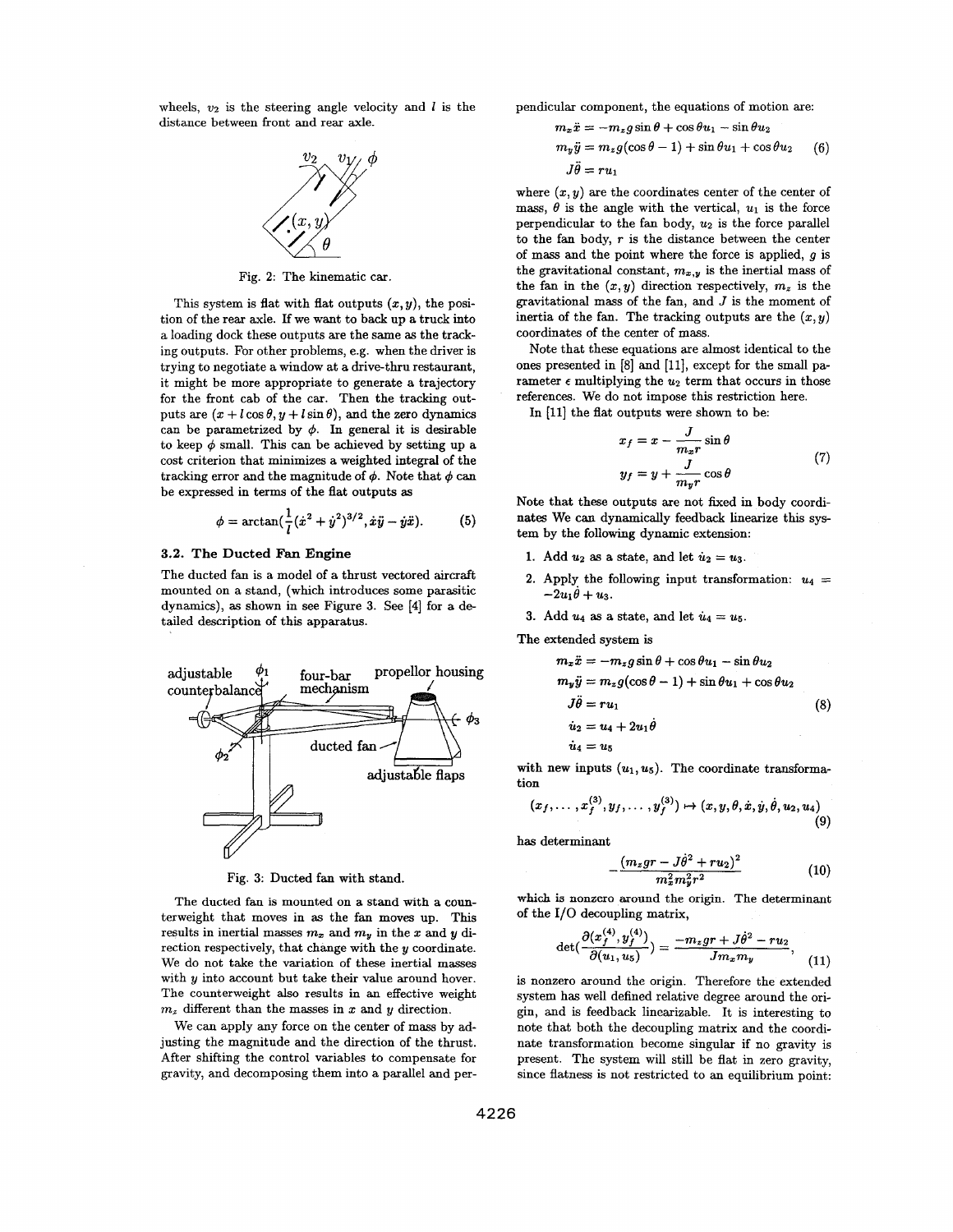wheels, $v_2$ is the steering angle velocity and $l$ is the distance between front and rear axle.

Fig. 2: The kinematic car.

This system is flat with flat outputs $(x, y)$, the position of the rear axle. If we want to back up a truck into a loading dock these outputs are the same as the tracking outputs. For other problems, e.g. when the driver is trying to negotiate a window at a drive-thru restaurant, it might be more appropriate to generate a trajectory for the front cab of the car. Then the tracking outputs are $(x + l\cos\theta, y + l\sin\theta)$, and the zero dynamics can be parametrized by $\phi$. In general it is desirable to keep $\phi$ small. This can be achieved by setting up a cost criterion that minimizes a weighted integral of the tracking error and the magnitude of $\phi$. Note that $\phi$ can be expressed in terms of the flat outputs as

$$\phi = \arctan\left(\frac{1}{l}(\dot{x}^2 + \dot{y}^2)^{3/2}, \dot{x}\ddot{y} - \dot{y}\ddot{x}\right). \tag{5}$$

### 3.2. The Ducted Fan Engine

The ducted fan is a model of a thrust vectored aircraft mounted on a stand, (which introduces some parasitic dynamics), as shown in see Figure 3. See [4] for a detailed description of this apparatus.

Fig. 3: Ducted fan with stand.

The ducted fan is mounted on a stand with a counterweight that moves in as the fan moves up. This results in inertial masses $m_x$ and $m_y$ in the $x$ and $y$ direction respectively, that change with the $y$ coordinate. We do not take the variation of these inertial masses with $y$ into account but take their value around hover. The counterweight also results in an effective weight $m_z$ different than the masses in $x$ and $y$ direction.

We can apply any force on the center of mass by adjusting the magnitude and the direction of the thrust. After shifting the control variables to compensate for gravity, and decomposing them into a parallel and perpendicular component, the equations of motion are:

$$\begin{aligned} m_x\ddot{x} &= -m_z g \sin\theta + \cos\theta u_1 - \sin\theta u_2 \\ m_y\ddot{y} &= m_z g(\cos\theta - 1) + \sin\theta u_1 + \cos\theta u_2 \\ J\ddot{\theta} &= r u_1 \end{aligned} \tag{6}$$

where $(x, y)$ are the coordinates center of the center of mass, $\theta$ is the angle with the vertical, $u_1$ is the force perpendicular to the fan body, $u_2$ is the force parallel to the fan body, $r$ is the distance between the center of mass and the point where the force is applied, $g$ is the gravitational constant, $m_{x,y}$ is the inertial mass of the fan in the $(x, y)$ direction respectively, $m_z$ is the gravitational mass of the fan, and $J$ is the moment of inertia of the fan. The tracking outputs are the $(x, y)$ coordinates of the center of mass.

Note that these equations are almost identical to the ones presented in [8] and [11], except for the small parameter $\epsilon$ multiplying the $u_2$ term that occurs in those references. We do not impose this restriction here.

In [11] the flat outputs were shown to be:

$$\begin{aligned} x_f &= x - \frac{J}{m_x r}\sin\theta \\ y_f &= y + \frac{J}{m_y r}\cos\theta \end{aligned} \tag{7}$$

Note that these outputs are not fixed in body coordinates We can dynamically feedback linearize this system by the following dynamic extension:

1. Add $u_2$ as a state, and let $\dot{u}_2 = u_3$.
2. Apply the following input transformation: $u_4 = -2u_1\dot{\theta} + u_3$.
3. Add $u_4$ as a state, and let $\dot{u}_4 = u_5$.

The extended system is

$$\begin{aligned} m_x\ddot{x} &= -m_z g \sin\theta + \cos\theta u_1 - \sin\theta u_2 \\ m_y\ddot{y} &= m_z g(\cos\theta - 1) + \sin\theta u_1 + \cos\theta u_2 \\ J\ddot{\theta} &= r u_1 \\ \dot{u}_2 &= u_4 + 2u_1\dot{\theta} \\ \dot{u}_4 &= u_5 \end{aligned} \tag{8}$$

with new inputs $(u_1, u_5)$. The coordinate transformation

$$(x_f, \ldots, x_f^{(3)}, y_f, \ldots, y_f^{(3)}) \mapsto (x, y, \theta, \dot{x}, \dot{y}, \dot{\theta}, u_2, u_4) \tag{9}$$

has determinant

$$-\frac{(m_z g r - J\dot{\theta}^2 + r u_2)^2}{m_x^2 m_y^2 r^2} \tag{10}$$

which is nonzero around the origin. The determinant of the I/O decoupling matrix,

$$\det\left(\frac{\partial(x_f^{(4)}, y_f^{(4)})}{\partial(u_1, u_5)}\right) = \frac{-m_z g r + J\dot{\theta}^2 - r u_2}{J m_x m_y}, \tag{11}$$

is nonzero around the origin. Therefore the extended system has well defined relative degree around the origin, and is feedback linearizable. It is interesting to note that both the decoupling matrix and the coordinate transformation become singular if no gravity is present. The system will still be flat in zero gravity, since flatness is not restricted to an equilibrium point: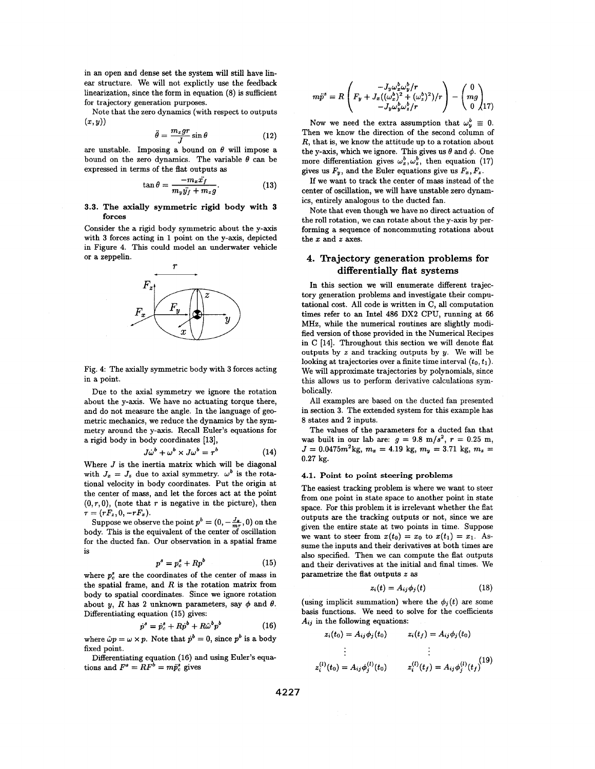in an open and dense set the system will still have linear structure. We will not explictly use the feedback linearization, since the form in equation (8) is sufficient for trajectory generation purposes.

Note that the zero dynamics (with respect to outputs $(x, y)$)

$$\ddot{\theta} = \frac{m_z g r}{J} \sin\theta \tag{12}$$

are unstable. Imposing a bound on $\theta$ will impose a bound on the zero dynamics. The variable $\theta$ can be expressed in terms of the flat outputs as

$$\tan\theta = \frac{-m_x \ddot{x}_f}{m_y \ddot{y}_f + m_z g}. \tag{13}$$

### 3.3. The axially symmetric rigid body with 3 forces

Consider the a rigid body symmetric about the y-axis with 3 forces acting in 1 point on the y-axis, depicted in Figure 4. This could model an underwater vehicle or a zeppelin.

Fig. 4: The axially symmetric body with 3 forces acting in a point.

Due to the axial symmetry we ignore the rotation about the y-axis. We have no actuating torque there, and do not measure the angle. In the language of geometric mechanics, we reduce the dynamics by the symmetry around the y-axis. Recall Euler's equations for a rigid body in body coordinates [13],

$$J\dot{\omega}^b + \omega^b \times J\omega^b = \tau^b \tag{14}$$

Where $J$ is the inertia matrix which will be diagonal with $J_x = J_z$ due to axial symmetry. $\omega^b$ is the rotational velocity in body coordinates. Put the origin at the center of mass, and let the forces act at the point $(0, r, 0)$, (note that $r$ is negative in the picture), then $\tau = (rF_z, 0, -rF_x)$.

Suppose we observe the point $p^b = (0, -\frac{J_x}{mr}, 0)$ on the body. This is the equivalent of the center of oscillation for the ducted fan. Our observation in a spatial frame is

$$p^s = p_c^s + Rp^b \tag{15}$$

where $p_c^s$ are the coordinates of the center of mass in the spatial frame, and $R$ is the rotation matrix from body to spatial coordinates. Since we ignore rotation about $y$, $R$ has 2 unknown parameters, say $\phi$ and $\theta$. Differentiating equation (15) gives:

$$\dot{p}^s = \dot{p}_c^s + R\dot{p}^b + R\hat{\omega}^b p^b \tag{16}$$

where $\hat{\omega}p = \omega \times p$. Note that $\dot{p}^b = 0$, since $p^b$ is a body fixed point.

Differentiating equation (16) and using Euler's equations and $F^s = RF^b = m\ddot{p}_c^s$ gives

$$m\ddot{p}^s = R\begin{pmatrix} -J_y\omega_x^b\omega_y^b/r \\ F_y + J_x((\omega_x^b)^2 + (\omega_z^b)^2)/r \\ -J_y\omega_y^b\omega_z^b/r \end{pmatrix} - \begin{pmatrix} 0 \\ mg \\ 0 \end{pmatrix} \tag{17}$$

Now we need the extra assumption that $\omega_y^b \equiv 0$. Then we know the direction of the second column of $R$, that is, we know the attitude up to a rotation about the y-axis, which we ignore. This gives us $\theta$ and $\phi$. One more differentiation gives $\omega_x^b, \omega_z^b$, then equation (17) gives us $F_y$, and the Euler equations give us $F_x, F_z$.

If we want to track the center of mass instead of the center of oscillation, we will have unstable zero dynamics, entirely analogous to the ducted fan.

Note that even though we have no direct actuation of the roll rotation, we can rotate about the y-axis by performing a sequence of noncommuting rotations about the $x$ and $z$ axes.

## 4. Trajectory generation problems for differentially flat systems

In this section we will enumerate different trajectory generation problems and investigate their computational cost. All code is written in C, all computation times refer to an Intel 486 DX2 CPU, running at 66 MHz, while the numerical routines are slightly modified version of those provided in the Numerical Recipes in C [14]. Throughout this section we will denote flat outputs by $z$ and tracking outputs by $y$. We will be looking at trajectories over a finite time interval $(t_0, t_1)$. We will approximate trajectories by polynomials, since this allows us to perform derivative calculations symbolically.

All examples are based on the ducted fan presented in section 3. The extended system for this example has 8 states and 2 inputs.

The values of the parameters for a ducted fan that was built in our lab are: $g = 9.8$ m/s$^2$, $r = 0.25$ m, $J = 0.0475m^2$kg, $m_x = 4.19$ kg, $m_y = 3.71$ kg, $m_z = 0.27$ kg.

### 4.1. Point to point steering problems

The easiest tracking problem is where we want to steer from one point in state space to another point in state space. For this problem it is irrelevant whether the flat outputs are the tracking outputs or not, since we are given the entire state at two points in time. Suppose we want to steer from $x(t_0) = x_0$ to $x(t_1) = x_1$. Assume the inputs and their derivatives at both times are also specified. Then we can compute the flat outputs and their derivatives at the initial and final times. We parametrize the flat outputs $z$ as

$$z_i(t) = A_{ij}\phi_j(t) \tag{18}$$

(using implicit summation) where the $\phi_j(t)$ are some basis functions. We need to solve for the coefficients $A_{ij}$ in the following equations:

$$\begin{array}{ll} z_i(t_0) = A_{ij}\phi_j(t_0) & z_i(t_f) = A_{ij}\phi_j(t_0) \\ \vdots & \vdots \\ z_i^{(l)}(t_0) = A_{ij}\phi_j^{(l)}(t_0) & z_i^{(l)}(t_f) = A_{ij}\phi_j^{(l)}(t_f) \end{array} \tag{19}$$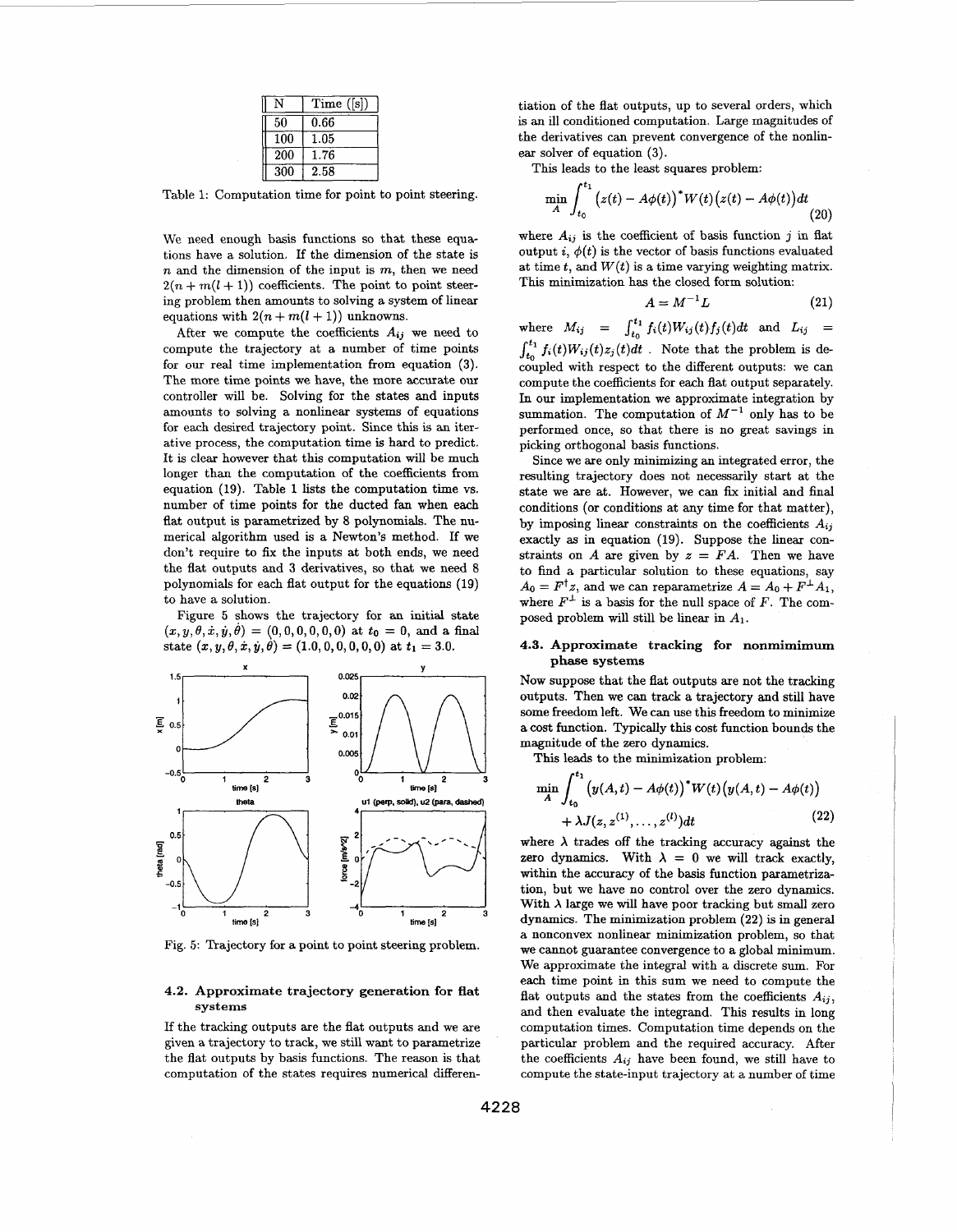| N | Time ([s]) |
|---|---|
| 50 | 0.66 |
| 100 | 1.05 |
| 200 | 1.76 |
| 300 | 2.58 |

Table 1: Computation time for point to point steering.

We need enough basis functions so that these equations have a solution. If the dimension of the state is $n$ and the dimension of the input is $m$, then we need $2(n + m(l + 1))$ coefficients. The point to point steering problem then amounts to solving a system of linear equations with $2(n + m(l + 1))$ unknowns.

After we compute the coefficients $A_{ij}$ we need to compute the trajectory at a number of time points for our real time implementation from equation (3). The more time points we have, the more accurate our controller will be. Solving for the states and inputs amounts to solving a nonlinear systems of equations for each desired trajectory point. Since this is an iterative process, the computation time is hard to predict. It is clear however that this computation will be much longer than the computation of the coefficients from equation (19). Table 1 lists the computation time vs. number of time points for the ducted fan when each flat output is parametrized by 8 polynomials. The numerical algorithm used is a Newton's method. If we don't require to fix the inputs at both ends, we need the flat outputs and 3 derivatives, so that we need 8 polynomials for each flat output for the equations (19) to have a solution.

Figure 5 shows the trajectory for an initial state $(x, y, \theta, \dot{x}, \dot{y}, \dot{\theta}) = (0, 0, 0, 0, 0, 0)$ at $t_0 = 0$, and a final state $(x, y, \theta, \dot{x}, \dot{y}, \dot{\theta}) = (1.0, 0, 0, 0, 0, 0)$ at $t_1 = 3.0$.

Fig. 5: Trajectory for a point to point steering problem.

### 4.2. Approximate trajectory generation for flat systems

If the tracking outputs are the flat outputs and we are given a trajectory to track, we still want to parametrize the flat outputs by basis functions. The reason is that computation of the states requires numerical differentiation of the flat outputs, up to several orders, which is an ill conditioned computation. Large magnitudes of the derivatives can prevent convergence of the nonlinear solver of equation (3).

This leads to the least squares problem:

$$\min_A \int_{t_0}^{t_1} \big(z(t) - A\phi(t)\big)^* W(t) \big(z(t) - A\phi(t)\big) dt \tag{20}$$

where $A_{ij}$ is the coefficient of basis function $j$ in flat output $i$, $\phi(t)$ is the vector of basis functions evaluated at time $t$, and $W(t)$ is a time varying weighting matrix. This minimization has the closed form solution:

$$A = M^{-1}L \tag{21}$$

where $M_{ij} = \int_{t_0}^{t_1} f_i(t) W_{ij}(t) f_j(t) dt$ and $L_{ij} = \int_{t_0}^{t_1} f_i(t) W_{ij}(t) z_j(t) dt$ . Note that the problem is decoupled with respect to the different outputs: we can compute the coefficients for each flat output separately. In our implementation we approximate integration by summation. The computation of $M^{-1}$ only has to be performed once, so that there is no great savings in picking orthogonal basis functions.

Since we are only minimizing an integrated error, the resulting trajectory does not necessarily start at the state we are at. However, we can fix initial and final conditions (or conditions at any time for that matter), by imposing linear constraints on the coefficients $A_{ij}$ exactly as in equation (19). Suppose the linear constraints on $A$ are given by $z = FA$. Then we have to find a particular solution to these equations, say $A_0 = F^{\dagger} z$, and we can reparametrize $A = A_0 + F^{\perp} A_1$, where $F^{\perp}$ is a basis for the null space of $F$. The composed problem will still be linear in $A_1$.

### 4.3. Approximate tracking for nonmimimum phase systems

Now suppose that the flat outputs are not the tracking outputs. Then we can track a trajectory and still have some freedom left. We can use this freedom to minimize a cost function. Typically this cost function bounds the magnitude of the zero dynamics.

This leads to the minimization problem:

$$\min_A \int_{t_0}^{t_1} \big(y(A, t) - A\phi(t)\big)^* W(t) \big(y(A, t) - A\phi(t)\big) + \lambda J(z, z^{(1)}, \ldots, z^{(l)}) dt \tag{22}$$

where $\lambda$ trades off the tracking accuracy against the zero dynamics. With $\lambda = 0$ we will track exactly, within the accuracy of the basis function parametrization, but we have no control over the zero dynamics. With $\lambda$ large we will have poor tracking but small zero dynamics. The minimization problem (22) is in general a nonconvex nonlinear minimization problem, so that we cannot guarantee convergence to a global minimum. We approximate the integral with a discrete sum. For each time point in this sum we need to compute the flat outputs and the states from the coefficients $A_{ij}$, and then evaluate the integrand. This results in long computation times. Computation time depends on the particular problem and the required accuracy. After the coefficients $A_{ij}$ have been found, we still have to compute the state-input trajectory at a number of time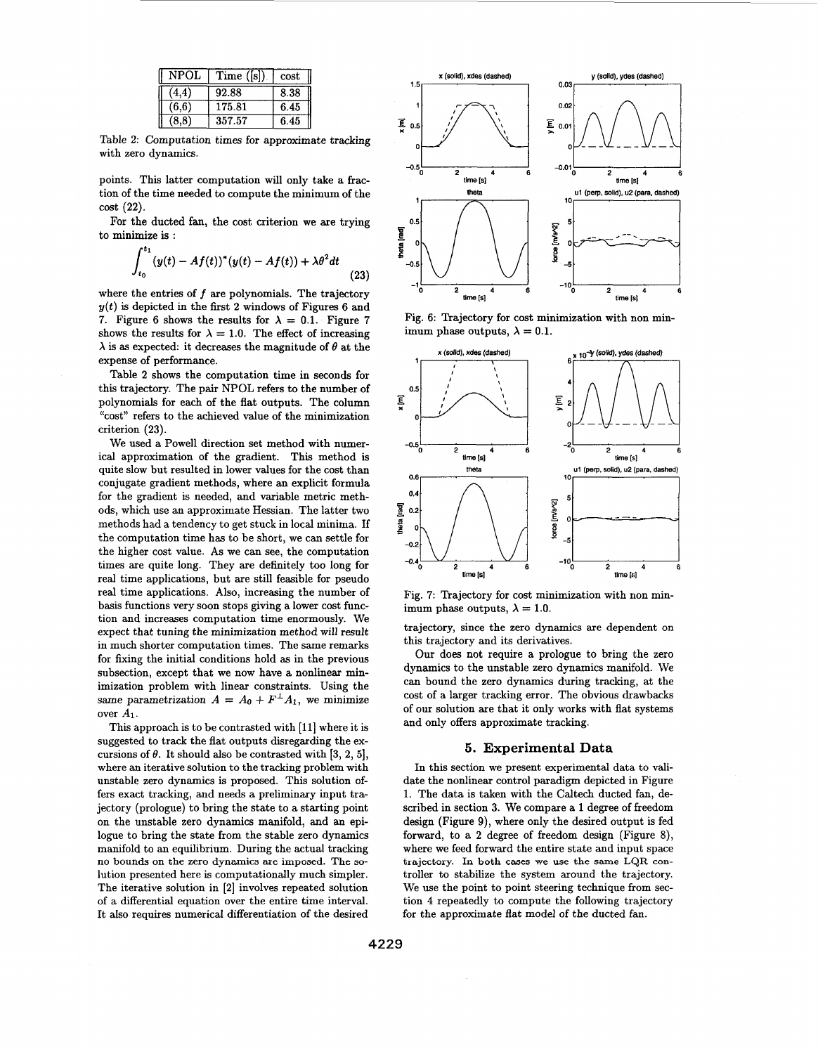| NPOL | Time ([s]) | cost |
|---|---|---|
| (4,4) | 92.88 | 8.38 |
| (6,6) | 175.81 | 6.45 |
| (8,8) | 357.57 | 6.45 |

Table 2: Computation times for approximate tracking with zero dynamics.

points. This latter computation will only take a fraction of the time needed to compute the minimum of the cost (22).

For the ducted fan, the cost criterion we are trying to minimize is :

$$\int_{t_0}^{t_1} (y(t) - Af(t))^*(y(t) - Af(t)) + \lambda\theta^2 dt \tag{23}$$

where the entries of $f$ are polynomials. The trajectory $y(t)$ is depicted in the first 2 windows of Figures 6 and 7. Figure 6 shows the results for $\lambda = 0.1$. Figure 7 shows the results for $\lambda = 1.0$. The effect of increasing $\lambda$ is as expected: it decreases the magnitude of $\theta$ at the expense of performance.

Table 2 shows the computation time in seconds for this trajectory. The pair NPOL refers to the number of polynomials for each of the flat outputs. The column "cost" refers to the achieved value of the minimization criterion (23).

We used a Powell direction set method with numerical approximation of the gradient. This method is quite slow but resulted in lower values for the cost than conjugate gradient methods, where an explicit formula for the gradient is needed, and variable metric methods, which use an approximate Hessian. The latter two methods had a tendency to get stuck in local minima. If the computation time has to be short, we can settle for the higher cost value. As we can see, the computation times are quite long. They are definitely too long for real time applications, but are still feasible for pseudo real time applications. Also, increasing the number of basis functions very soon stops giving a lower cost function and increases computation time enormously. We expect that tuning the minimization method will result in much shorter computation times. The same remarks for fixing the initial conditions hold as in the previous subsection, except that we now have a nonlinear minimization problem with linear constraints. Using the same parametrization $A = A_0 + F^{\perp}A_1$, we minimize over $A_1$.

This approach is to be contrasted with [11] where it is suggested to track the flat outputs disregarding the excursions of $\theta$. It should also be contrasted with [3, 2, 5], where an iterative solution to the tracking problem with unstable zero dynamics is proposed. This solution offers exact tracking, and needs a preliminary input trajectory (prologue) to bring the state to a starting point on the unstable zero dynamics manifold, and an epilogue to bring the state from the stable zero dynamics manifold to an equilibrium. During the actual tracking no bounds on the zero dynamics are imposed. The solution presented here is computationally much simpler. The iterative solution in [2] involves repeated solution of a differential equation over the entire time interval. It also requires numerical differentiation of the desired

Fig. 6: Trajectory for cost minimization with non minimum phase outputs, $\lambda = 0.1$.

Fig. 7: Trajectory for cost minimization with non minimum phase outputs, $\lambda = 1.0$.

trajectory, since the zero dynamics are dependent on this trajectory and its derivatives.

Our does not require a prologue to bring the zero dynamics to the unstable zero dynamics manifold. We can bound the zero dynamics during tracking, at the cost of a larger tracking error. The obvious drawbacks of our solution are that it only works with flat systems and only offers approximate tracking.

## 5. Experimental Data

In this section we present experimental data to validate the nonlinear control paradigm depicted in Figure 1. The data is taken with the Caltech ducted fan, described in section 3. We compare a 1 degree of freedom design (Figure 9), where only the desired output is fed forward, to a 2 degree of freedom design (Figure 8), where we feed forward the entire state and input space trajectory. In both cases we use the same LQR controller to stabilize the system around the trajectory. We use the point to point steering technique from section 4 repeatedly to compute the following trajectory for the approximate flat model of the ducted fan.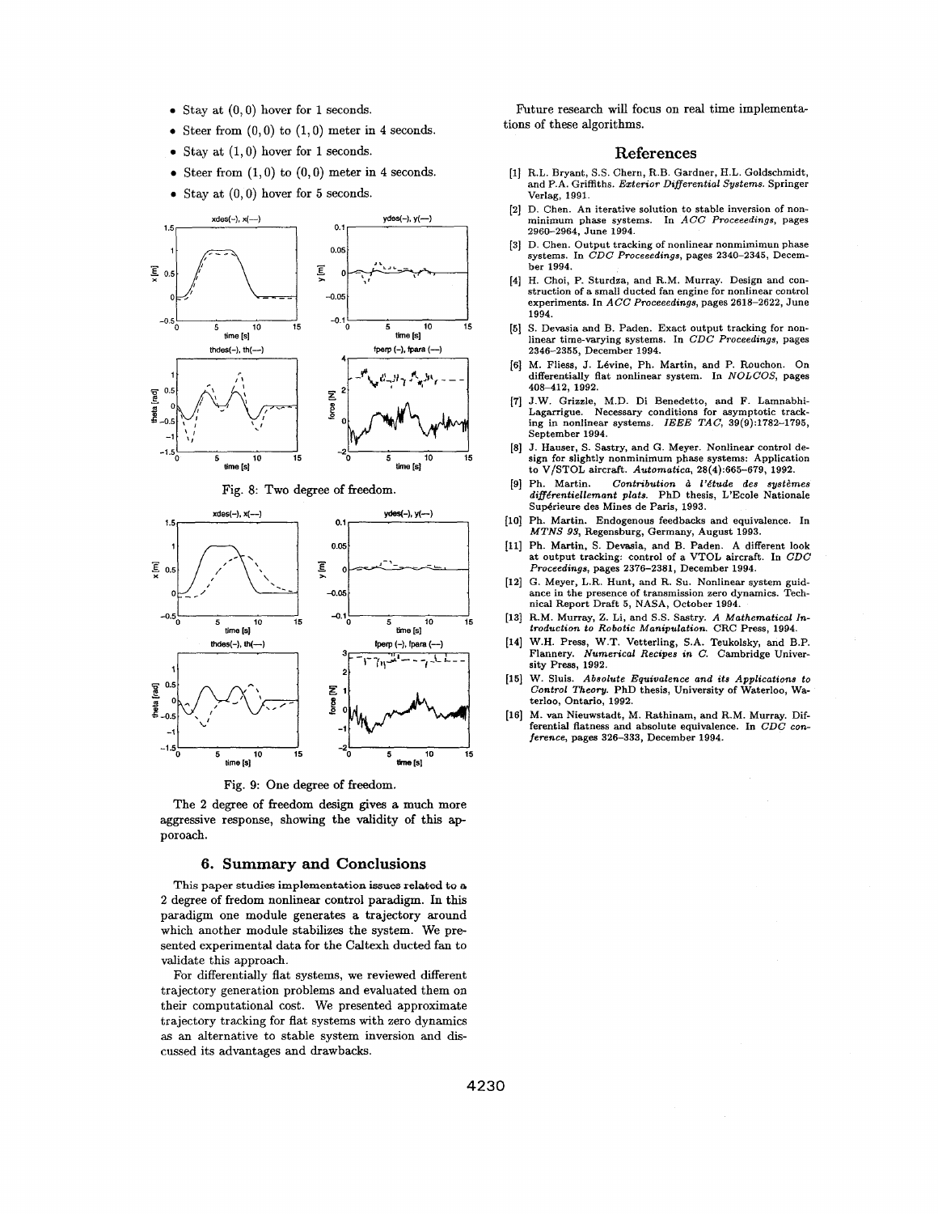- Stay at $(0, 0)$ hover for 1 seconds.
- Steer from $(0, 0)$ to $(1, 0)$ meter in 4 seconds.
- Stay at $(1, 0)$ hover for 1 seconds.
- Steer from $(1, 0)$ to $(0, 0)$ meter in 4 seconds.
- Stay at $(0, 0)$ hover for 5 seconds.

xdes(-), x(—)
x [m]
time [s]
ydes(-), y(—)
y [m]
time [s]
thdes(-), th(—)
theta [rad]
time [s]
fperp (-), fpara (—)
force [N]
time [s]

Fig. 8: Two degree of freedom.

xdes(-), x(—)
x [m]
time [s]
ydes(-), y(—)
y [m]
time [s]
thdes(-), th(—)
theta [rad]
time [s]
fperp (-), fpara (—)
force [N]
time [s]

Fig. 9: One degree of freedom.

The 2 degree of freedom design gives a much more aggressive response, showing the validity of this aporoach.

## 6. Summary and Conclusions

This paper studies implementation issues related to a 2 degree of fredom nonlinear control paradigm. In this paradigm one module generates a trajectory around which another module stabilizes the system. We presented experimental data for the Caltexh ducted fan to validate this approach.

For differentially flat systems, we reviewed different trajectory generation problems and evaluated them on their computational cost. We presented approximate trajectory tracking for flat systems with zero dynamics as an alternative to stable system inversion and discussed its advantages and drawbacks.

Future research will focus on real time implementations of these algorithms.

## References

[1] R.L. Bryant, S.S. Chern, R.B. Gardner, H.L. Goldschmidt, and P.A. Griffiths. *Exterior Differential Systems*. Springer Verlag, 1991.

[2] D. Chen. An iterative solution to stable inversion of nonminimum phase systems. In *ACC Proceedings*, pages 2960–2964, June 1994.

[3] D. Chen. Output tracking of nonlinear nonmimimun phase systems. In *CDC Proceedings*, pages 2340–2345, December 1994.

[4] H. Choi, P. Sturdza, and R.M. Murray. Design and construction of a small ducted fan engine for nonlinear control experiments. In *ACC Proceedings*, pages 2618–2622, June 1994.

[5] S. Devasia and B. Paden. Exact output tracking for nonlinear time-varying systems. In *CDC Proceedings*, pages 2346–2355, December 1994.

[6] M. Fliess, J. Lévine, Ph. Martin, and P. Rouchon. On differentially flat nonlinear system. In *NOLCOS*, pages 408–412, 1992.

[7] J.W. Grizzle, M.D. Di Benedetto, and F. Lamnabhi-Lagarrigue. Necessary conditions for asymptotic tracking in nonlinear systems. *IEEE TAC*, 39(9):1782–1795, September 1994.

[8] J. Hauser, S. Sastry, and G. Meyer. Nonlinear control design for slightly nonminimum phase systems: Application to V/STOL aircraft. *Automatica*, 28(4):665–679, 1992.

[9] Ph. Martin. *Contribution à l'étude des systèmes différentiellement plats*. PhD thesis, L'Ecole Nationale Supérieure des Mines de Paris, 1993.

[10] Ph. Martin. Endogenous feedbacks and equivalence. In *MTNS 93*, Regensburg, Germany, August 1993.

[11] Ph. Martin, S. Devasia, and B. Paden. A different look at output tracking: control of a VTOL aircraft. In *CDC Proceedings*, pages 2376–2381, December 1994.

[12] G. Meyer, L.R. Hunt, and R. Su. Nonlinear system guidance in the presence of transmission zero dynamics. Technical Report Draft 5, NASA, October 1994.

[13] R.M. Murray, Z. Li, and S.S. Sastry. *A Mathematical Introduction to Robotic Manipulation*. CRC Press, 1994.

[14] W.H. Press, W.T. Vetterling, S.A. Teukolsky, and B.P. Flannery. *Numerical Recipes in C*. Cambridge University Press, 1992.

[15] W. Sluis. *Absolute Equivalence and its Applications to Control Theory*. PhD thesis, University of Waterloo, Waterloo, Ontario, 1992.

[16] M. van Nieuwstadt, M. Rathinam, and R.M. Murray. Differential flatness and absolute equivalence. In *CDC conference*, pages 326–333, December 1994.